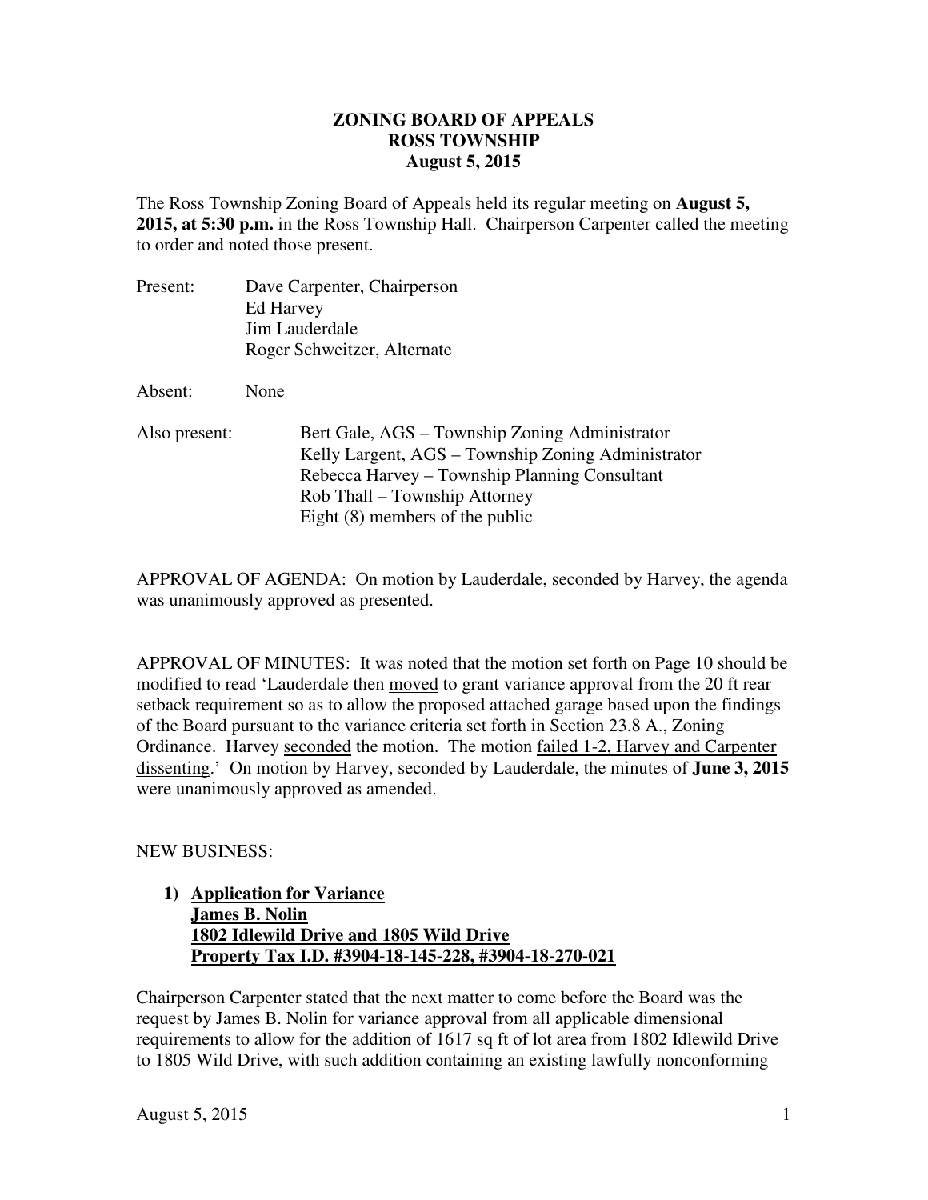# ZONING BOARD OF APPEALS
# ROSS TOWNSHIP
# August 5, 2015

The Ross Township Zoning Board of Appeals held its regular meeting on **August 5, 2015, at 5:30 p.m.** in the Ross Township Hall. Chairperson Carpenter called the meeting to order and noted those present.

Present: Dave Carpenter, Chairperson
Ed Harvey
Jim Lauderdale
Roger Schweitzer, Alternate

Absent: None

Also present: Bert Gale, AGS – Township Zoning Administrator
Kelly Largent, AGS – Township Zoning Administrator
Rebecca Harvey – Township Planning Consultant
Rob Thall – Township Attorney
Eight (8) members of the public

APPROVAL OF AGENDA: On motion by Lauderdale, seconded by Harvey, the agenda was unanimously approved as presented.

APPROVAL OF MINUTES: It was noted that the motion set forth on Page 10 should be modified to read 'Lauderdale then moved to grant variance approval from the 20 ft rear setback requirement so as to allow the proposed attached garage based upon the findings of the Board pursuant to the variance criteria set forth in Section 23.8 A., Zoning Ordinance. Harvey seconded the motion. The motion failed 1-2, Harvey and Carpenter dissenting.' On motion by Harvey, seconded by Lauderdale, the minutes of **June 3, 2015** were unanimously approved as amended.

NEW BUSINESS:

1) **Application for Variance**
**James B. Nolin**
**1802 Idlewild Drive and 1805 Wild Drive**
**Property Tax I.D. #3904-18-145-228, #3904-18-270-021**

Chairperson Carpenter stated that the next matter to come before the Board was the request by James B. Nolin for variance approval from all applicable dimensional requirements to allow for the addition of 1617 sq ft of lot area from 1802 Idlewild Drive to 1805 Wild Drive, with such addition containing an existing lawfully nonconforming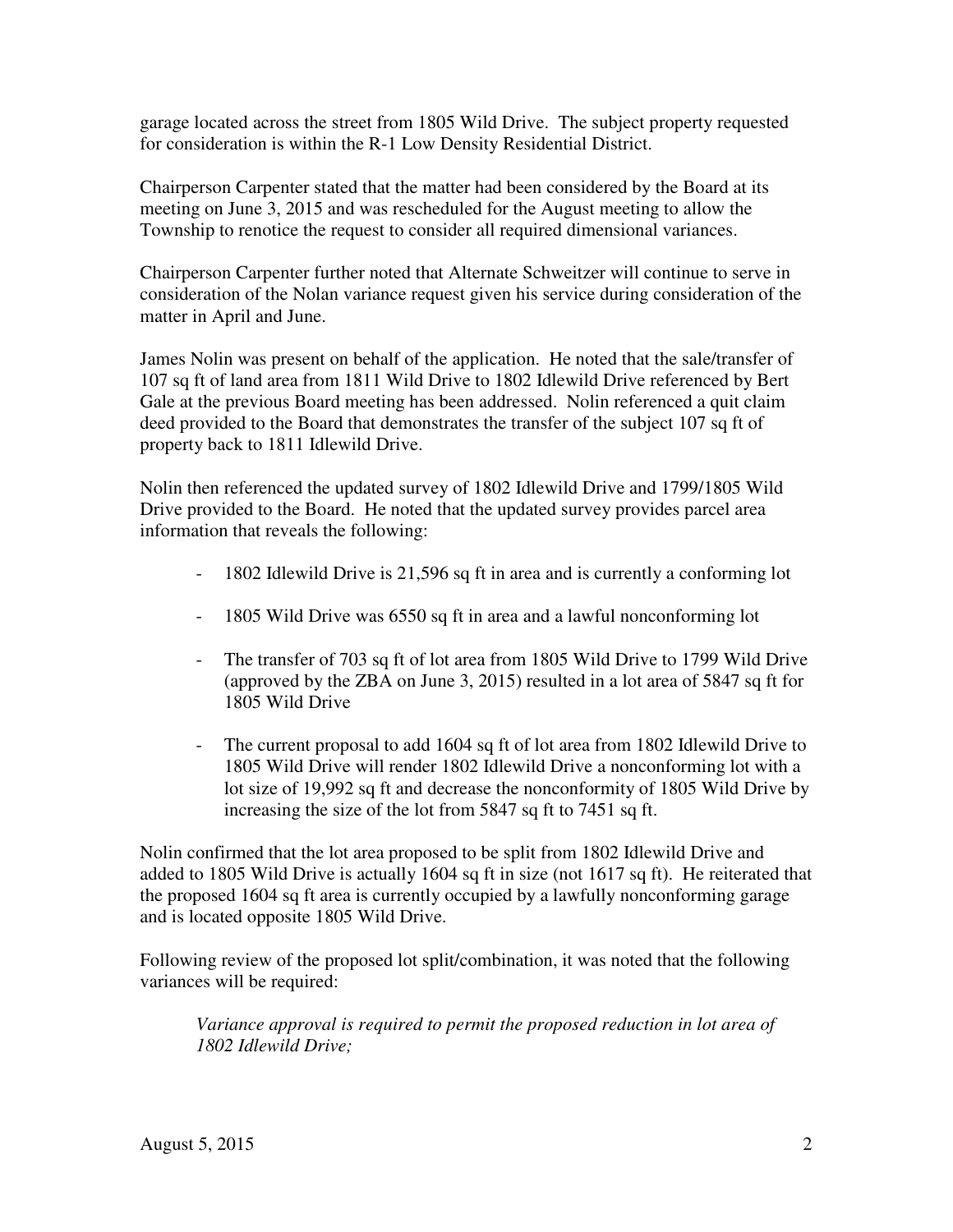garage located across the street from 1805 Wild Drive. The subject property requested for consideration is within the R-1 Low Density Residential District.

Chairperson Carpenter stated that the matter had been considered by the Board at its meeting on June 3, 2015 and was rescheduled for the August meeting to allow the Township to renotice the request to consider all required dimensional variances.

Chairperson Carpenter further noted that Alternate Schweitzer will continue to serve in consideration of the Nolan variance request given his service during consideration of the matter in April and June.

James Nolin was present on behalf of the application. He noted that the sale/transfer of 107 sq ft of land area from 1811 Wild Drive to 1802 Idlewild Drive referenced by Bert Gale at the previous Board meeting has been addressed. Nolin referenced a quit claim deed provided to the Board that demonstrates the transfer of the subject 107 sq ft of property back to 1811 Idlewild Drive.

Nolin then referenced the updated survey of 1802 Idlewild Drive and 1799/1805 Wild Drive provided to the Board. He noted that the updated survey provides parcel area information that reveals the following:

- 1802 Idlewild Drive is 21,596 sq ft in area and is currently a conforming lot
- 1805 Wild Drive was 6550 sq ft in area and a lawful nonconforming lot
- The transfer of 703 sq ft of lot area from 1805 Wild Drive to 1799 Wild Drive (approved by the ZBA on June 3, 2015) resulted in a lot area of 5847 sq ft for 1805 Wild Drive
- The current proposal to add 1604 sq ft of lot area from 1802 Idlewild Drive to 1805 Wild Drive will render 1802 Idlewild Drive a nonconforming lot with a lot size of 19,992 sq ft and decrease the nonconformity of 1805 Wild Drive by increasing the size of the lot from 5847 sq ft to 7451 sq ft.

Nolin confirmed that the lot area proposed to be split from 1802 Idlewild Drive and added to 1805 Wild Drive is actually 1604 sq ft in size (not 1617 sq ft). He reiterated that the proposed 1604 sq ft area is currently occupied by a lawfully nonconforming garage and is located opposite 1805 Wild Drive.

Following review of the proposed lot split/combination, it was noted that the following variances will be required:

*Variance approval is required to permit the proposed reduction in lot area of 1802 Idlewild Drive;*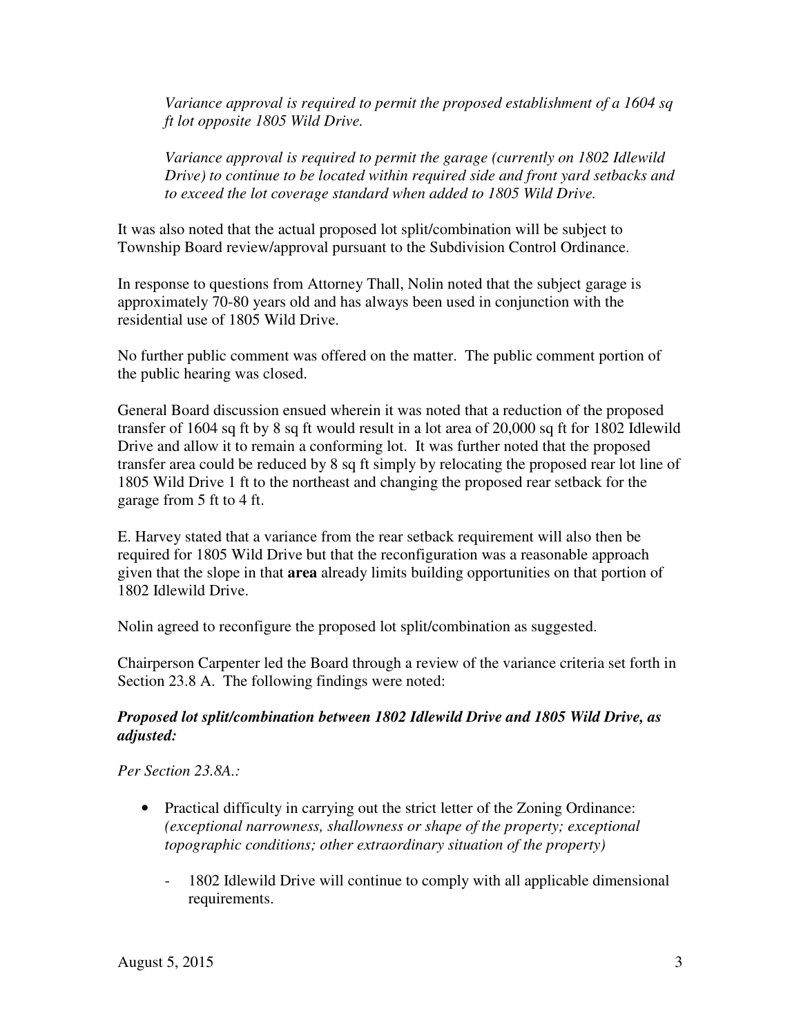*Variance approval is required to permit the proposed establishment of a 1604 sq ft lot opposite 1805 Wild Drive.*

*Variance approval is required to permit the garage (currently on 1802 Idlewild Drive) to continue to be located within required side and front yard setbacks and to exceed the lot coverage standard when added to 1805 Wild Drive.*

It was also noted that the actual proposed lot split/combination will be subject to Township Board review/approval pursuant to the Subdivision Control Ordinance.

In response to questions from Attorney Thall, Nolin noted that the subject garage is approximately 70-80 years old and has always been used in conjunction with the residential use of 1805 Wild Drive.

No further public comment was offered on the matter. The public comment portion of the public hearing was closed.

General Board discussion ensued wherein it was noted that a reduction of the proposed transfer of 1604 sq ft by 8 sq ft would result in a lot area of 20,000 sq ft for 1802 Idlewild Drive and allow it to remain a conforming lot. It was further noted that the proposed transfer area could be reduced by 8 sq ft simply by relocating the proposed rear lot line of 1805 Wild Drive 1 ft to the northeast and changing the proposed rear setback for the garage from 5 ft to 4 ft.

E. Harvey stated that a variance from the rear setback requirement will also then be required for 1805 Wild Drive but that the reconfiguration was a reasonable approach given that the slope in that **area** already limits building opportunities on that portion of 1802 Idlewild Drive.

Nolin agreed to reconfigure the proposed lot split/combination as suggested.

Chairperson Carpenter led the Board through a review of the variance criteria set forth in Section 23.8 A. The following findings were noted:

***Proposed lot split/combination between 1802 Idlewild Drive and 1805 Wild Drive, as adjusted:***

*Per Section 23.8A.:*

- Practical difficulty in carrying out the strict letter of the Zoning Ordinance: *(exceptional narrowness, shallowness or shape of the property; exceptional topographic conditions; other extraordinary situation of the property)*
  - 1802 Idlewild Drive will continue to comply with all applicable dimensional requirements.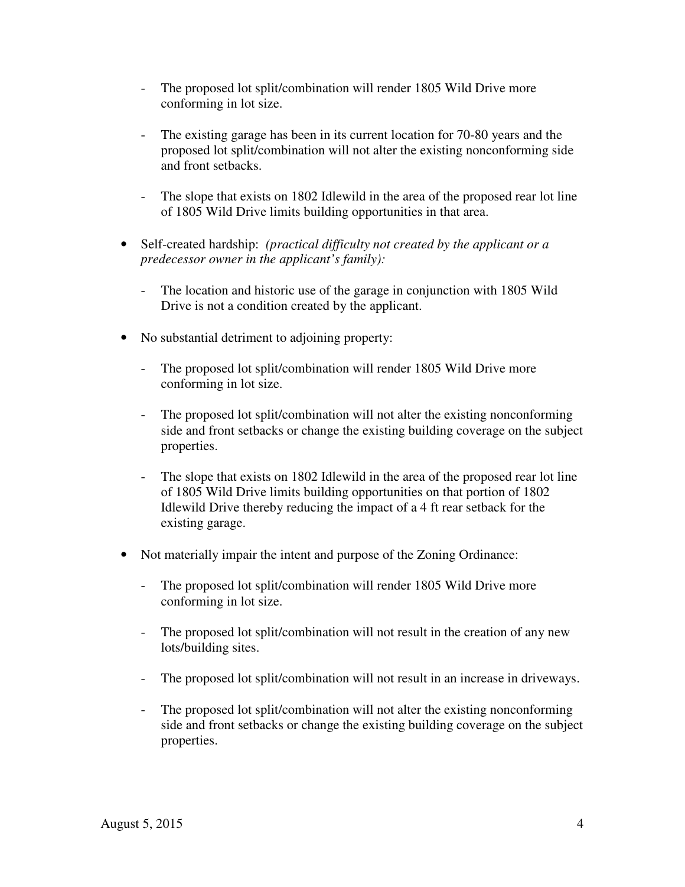- The proposed lot split/combination will render 1805 Wild Drive more conforming in lot size.

  - The existing garage has been in its current location for 70-80 years and the proposed lot split/combination will not alter the existing nonconforming side and front setbacks.

  - The slope that exists on 1802 Idlewild in the area of the proposed rear lot line of 1805 Wild Drive limits building opportunities in that area.

- Self-created hardship: *(practical difficulty not created by the applicant or a predecessor owner in the applicant's family):*

  - The location and historic use of the garage in conjunction with 1805 Wild Drive is not a condition created by the applicant.

- No substantial detriment to adjoining property:

  - The proposed lot split/combination will render 1805 Wild Drive more conforming in lot size.

  - The proposed lot split/combination will not alter the existing nonconforming side and front setbacks or change the existing building coverage on the subject properties.

  - The slope that exists on 1802 Idlewild in the area of the proposed rear lot line of 1805 Wild Drive limits building opportunities on that portion of 1802 Idlewild Drive thereby reducing the impact of a 4 ft rear setback for the existing garage.

- Not materially impair the intent and purpose of the Zoning Ordinance:

  - The proposed lot split/combination will render 1805 Wild Drive more conforming in lot size.

  - The proposed lot split/combination will not result in the creation of any new lots/building sites.

  - The proposed lot split/combination will not result in an increase in driveways.

  - The proposed lot split/combination will not alter the existing nonconforming side and front setbacks or change the existing building coverage on the subject properties.

August 5, 2015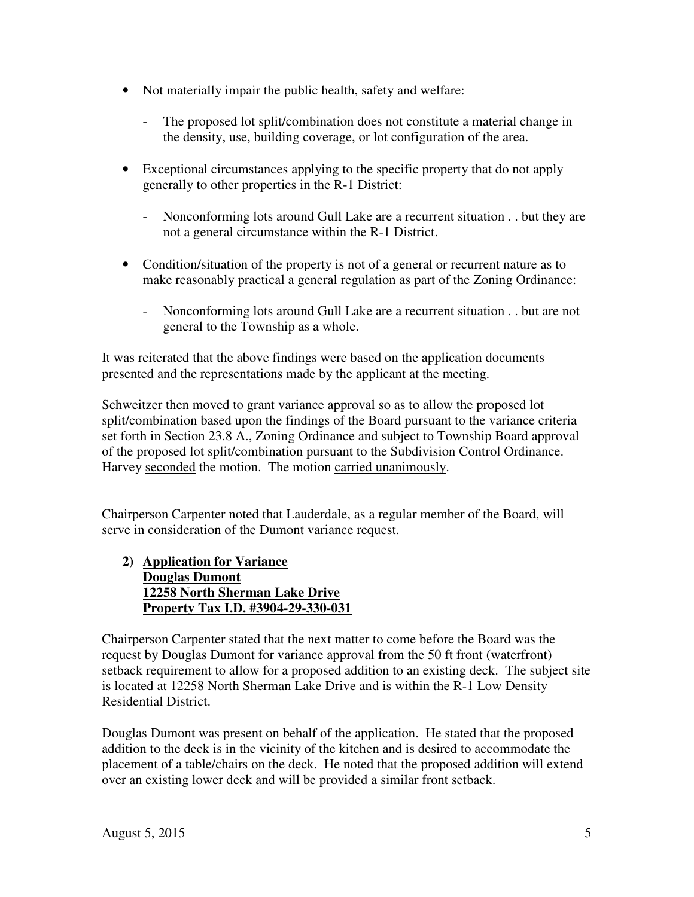- Not materially impair the public health, safety and welfare:

  - The proposed lot split/combination does not constitute a material change in the density, use, building coverage, or lot configuration of the area.

- Exceptional circumstances applying to the specific property that do not apply generally to other properties in the R-1 District:

  - Nonconforming lots around Gull Lake are a recurrent situation . . but they are not a general circumstance within the R-1 District.

- Condition/situation of the property is not of a general or recurrent nature as to make reasonably practical a general regulation as part of the Zoning Ordinance:

  - Nonconforming lots around Gull Lake are a recurrent situation . . but are not general to the Township as a whole.

It was reiterated that the above findings were based on the application documents presented and the representations made by the applicant at the meeting.

Schweitzer then moved to grant variance approval so as to allow the proposed lot split/combination based upon the findings of the Board pursuant to the variance criteria set forth in Section 23.8 A., Zoning Ordinance and subject to Township Board approval of the proposed lot split/combination pursuant to the Subdivision Control Ordinance. Harvey seconded the motion. The motion carried unanimously.

Chairperson Carpenter noted that Lauderdale, as a regular member of the Board, will serve in consideration of the Dumont variance request.

**2) Application for Variance**
**Douglas Dumont**
**12258 North Sherman Lake Drive**
**Property Tax I.D. #3904-29-330-031**

Chairperson Carpenter stated that the next matter to come before the Board was the request by Douglas Dumont for variance approval from the 50 ft front (waterfront) setback requirement to allow for a proposed addition to an existing deck. The subject site is located at 12258 North Sherman Lake Drive and is within the R-1 Low Density Residential District.

Douglas Dumont was present on behalf of the application. He stated that the proposed addition to the deck is in the vicinity of the kitchen and is desired to accommodate the placement of a table/chairs on the deck. He noted that the proposed addition will extend over an existing lower deck and will be provided a similar front setback.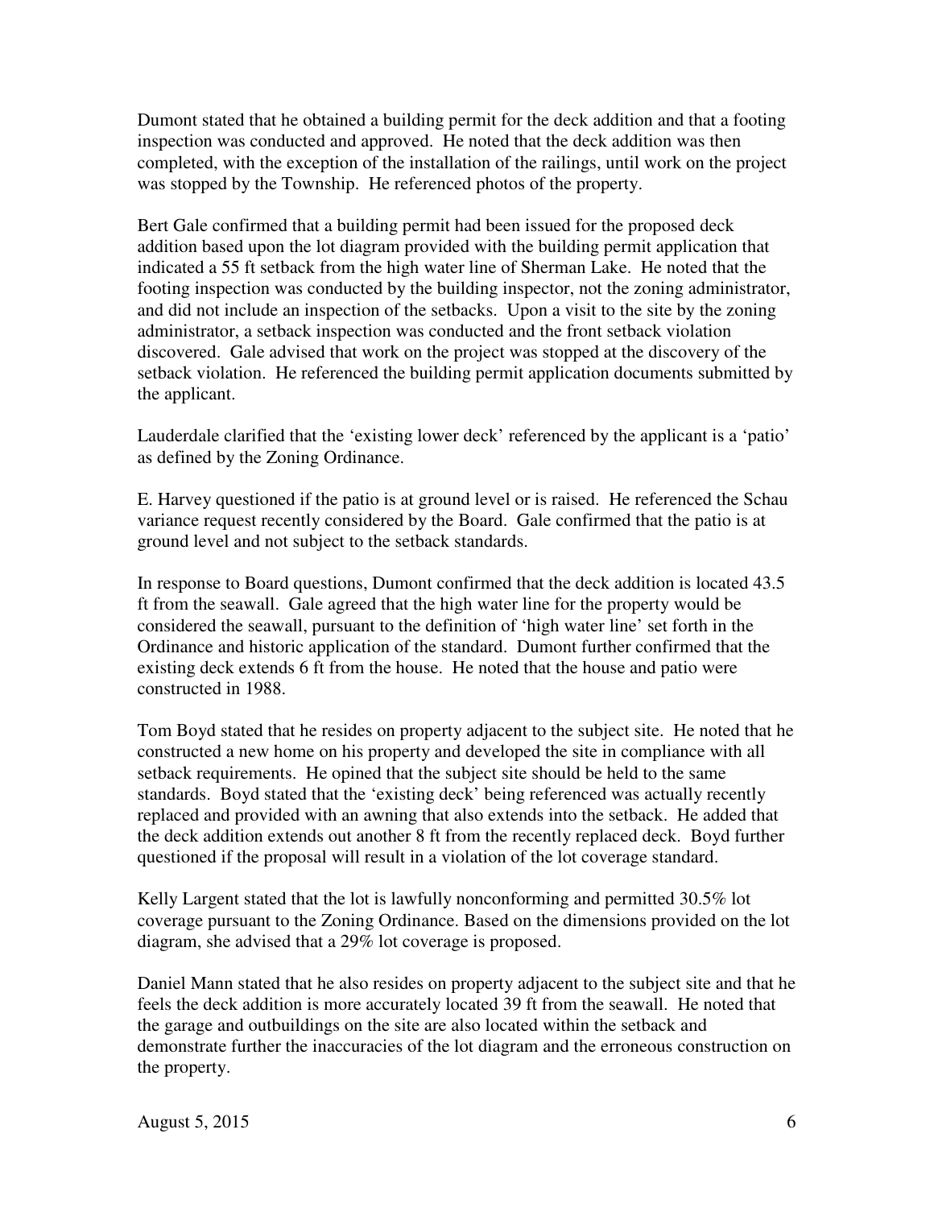Dumont stated that he obtained a building permit for the deck addition and that a footing inspection was conducted and approved. He noted that the deck addition was then completed, with the exception of the installation of the railings, until work on the project was stopped by the Township. He referenced photos of the property.

Bert Gale confirmed that a building permit had been issued for the proposed deck addition based upon the lot diagram provided with the building permit application that indicated a 55 ft setback from the high water line of Sherman Lake. He noted that the footing inspection was conducted by the building inspector, not the zoning administrator, and did not include an inspection of the setbacks. Upon a visit to the site by the zoning administrator, a setback inspection was conducted and the front setback violation discovered. Gale advised that work on the project was stopped at the discovery of the setback violation. He referenced the building permit application documents submitted by the applicant.

Lauderdale clarified that the 'existing lower deck' referenced by the applicant is a 'patio' as defined by the Zoning Ordinance.

E. Harvey questioned if the patio is at ground level or is raised. He referenced the Schau variance request recently considered by the Board. Gale confirmed that the patio is at ground level and not subject to the setback standards.

In response to Board questions, Dumont confirmed that the deck addition is located 43.5 ft from the seawall. Gale agreed that the high water line for the property would be considered the seawall, pursuant to the definition of 'high water line' set forth in the Ordinance and historic application of the standard. Dumont further confirmed that the existing deck extends 6 ft from the house. He noted that the house and patio were constructed in 1988.

Tom Boyd stated that he resides on property adjacent to the subject site. He noted that he constructed a new home on his property and developed the site in compliance with all setback requirements. He opined that the subject site should be held to the same standards. Boyd stated that the 'existing deck' being referenced was actually recently replaced and provided with an awning that also extends into the setback. He added that the deck addition extends out another 8 ft from the recently replaced deck. Boyd further questioned if the proposal will result in a violation of the lot coverage standard.

Kelly Largent stated that the lot is lawfully nonconforming and permitted 30.5% lot coverage pursuant to the Zoning Ordinance. Based on the dimensions provided on the lot diagram, she advised that a 29% lot coverage is proposed.

Daniel Mann stated that he also resides on property adjacent to the subject site and that he feels the deck addition is more accurately located 39 ft from the seawall. He noted that the garage and outbuildings on the site are also located within the setback and demonstrate further the inaccuracies of the lot diagram and the erroneous construction on the property.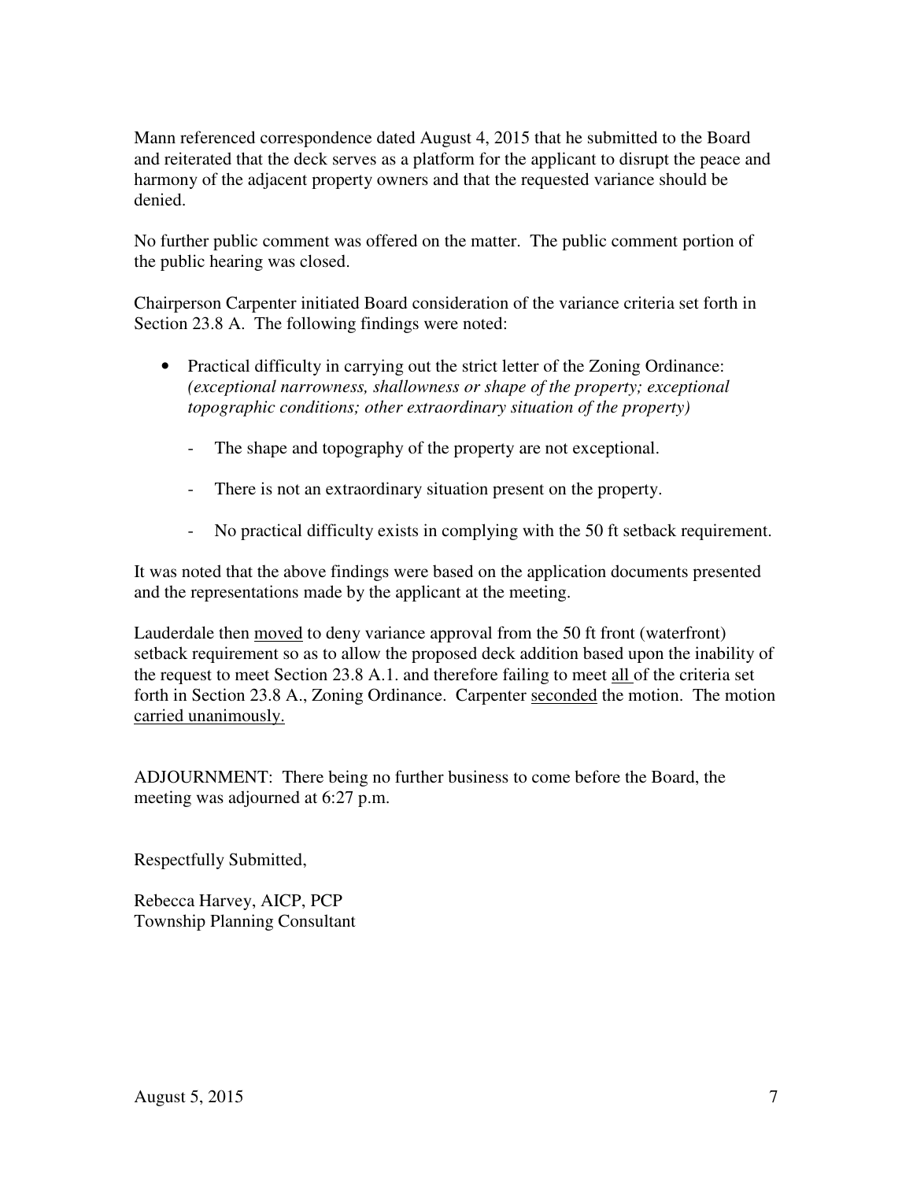Mann referenced correspondence dated August 4, 2015 that he submitted to the Board and reiterated that the deck serves as a platform for the applicant to disrupt the peace and harmony of the adjacent property owners and that the requested variance should be denied.

No further public comment was offered on the matter. The public comment portion of the public hearing was closed.

Chairperson Carpenter initiated Board consideration of the variance criteria set forth in Section 23.8 A. The following findings were noted:

- Practical difficulty in carrying out the strict letter of the Zoning Ordinance: *(exceptional narrowness, shallowness or shape of the property; exceptional topographic conditions; other extraordinary situation of the property)*

    - The shape and topography of the property are not exceptional.

    - There is not an extraordinary situation present on the property.

    - No practical difficulty exists in complying with the 50 ft setback requirement.

It was noted that the above findings were based on the application documents presented and the representations made by the applicant at the meeting.

Lauderdale then <u>moved</u> to deny variance approval from the 50 ft front (waterfront) setback requirement so as to allow the proposed deck addition based upon the inability of the request to meet Section 23.8 A.1. and therefore failing to meet <u>all</u> of the criteria set forth in Section 23.8 A., Zoning Ordinance. Carpenter <u>seconded</u> the motion. The motion <u>carried unanimously.</u>

ADJOURNMENT: There being no further business to come before the Board, the meeting was adjourned at 6:27 p.m.

Respectfully Submitted,

Rebecca Harvey, AICP, PCP
Township Planning Consultant